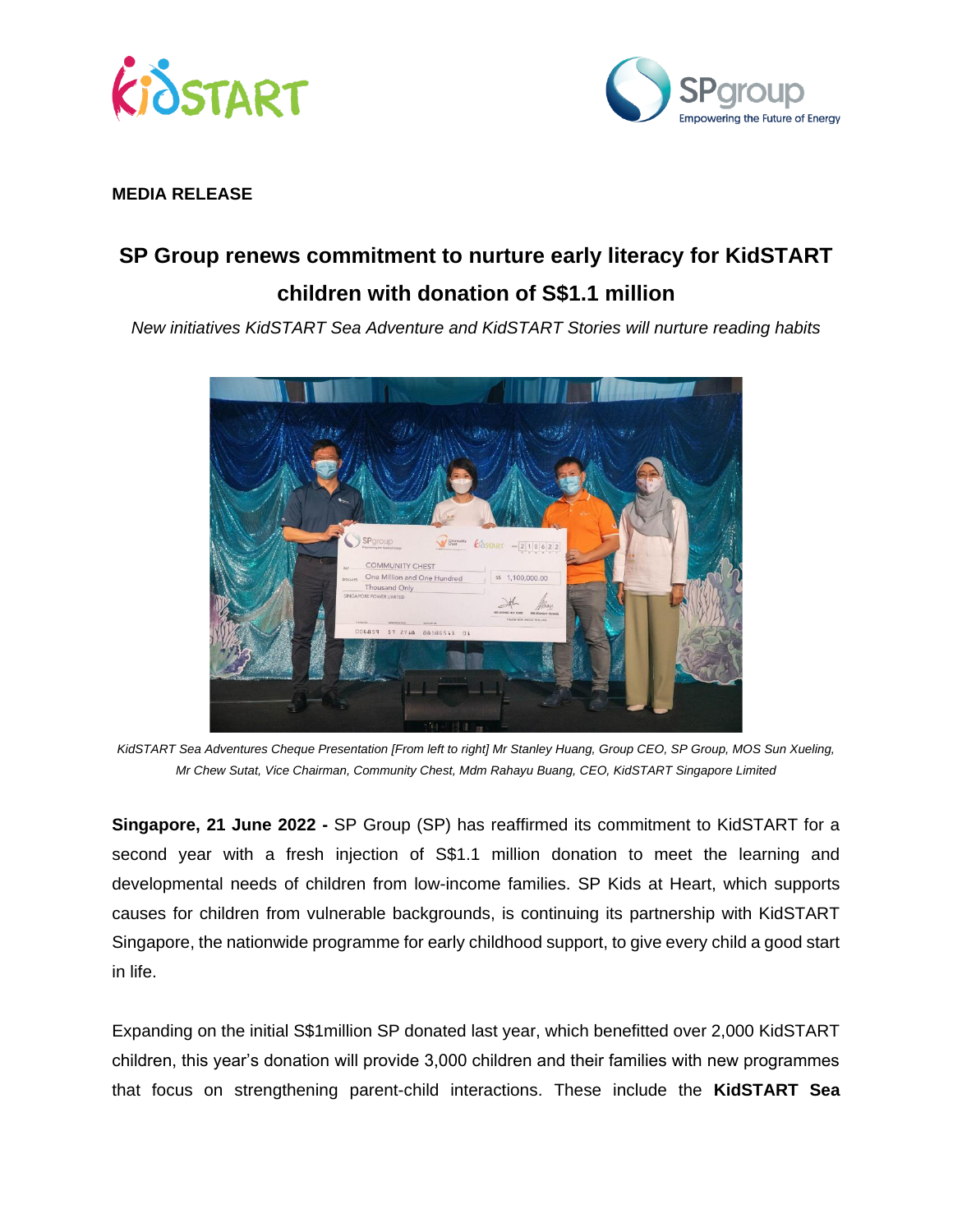**MEDIA RELEASE**

# SP Group renews commitment to nurture early literacy for KidSTART children with donation of S$1.1 million

*New initiatives KidSTART Sea Adventure and KidSTART Stories will nurture reading habits*

*KidSTART Sea Adventures Cheque Presentation [From left to right] Mr Stanley Huang, Group CEO, SP Group, MOS Sun Xueling, Mr Chew Sutat, Vice Chairman, Community Chest, Mdm Rahayu Buang, CEO, KidSTART Singapore Limited*

**Singapore, 21 June 2022 -** SP Group (SP) has reaffirmed its commitment to KidSTART for a second year with a fresh injection of S$1.1 million donation to meet the learning and developmental needs of children from low-income families. SP Kids at Heart, which supports causes for children from vulnerable backgrounds, is continuing its partnership with KidSTART Singapore, the nationwide programme for early childhood support, to give every child a good start in life.

Expanding on the initial S$1million SP donated last year, which benefitted over 2,000 KidSTART children, this year's donation will provide 3,000 children and their families with new programmes that focus on strengthening parent-child interactions. These include the **KidSTART Sea**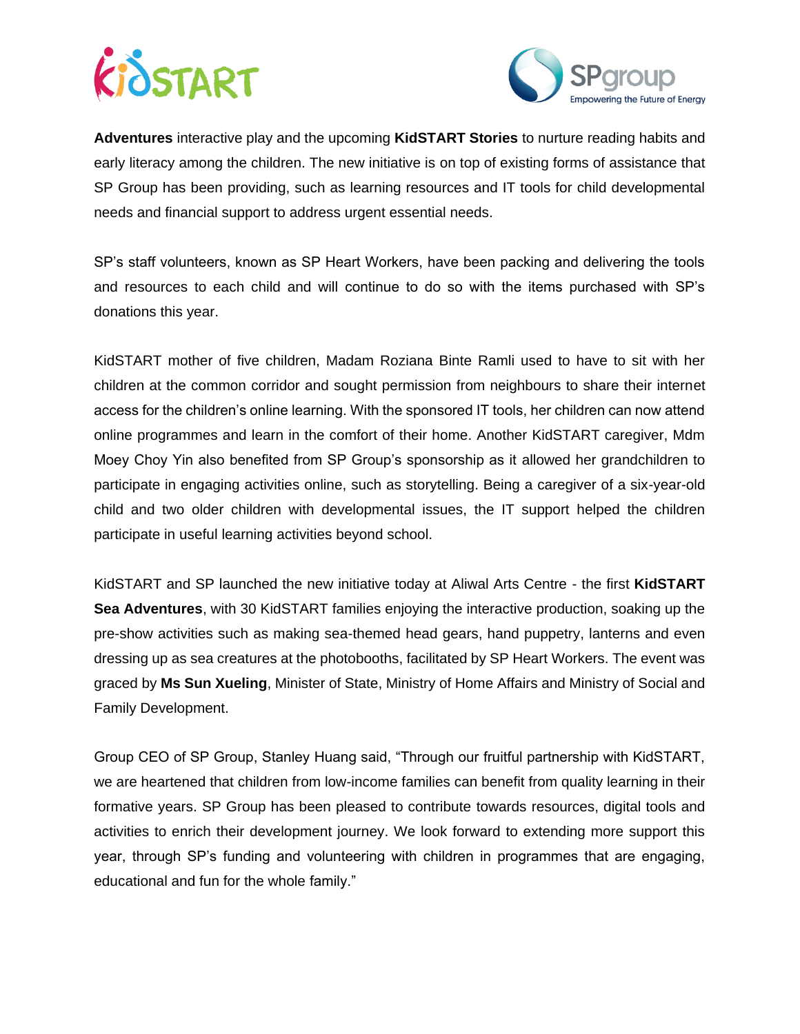**Adventures** interactive play and the upcoming **KidSTART Stories** to nurture reading habits and early literacy among the children. The new initiative is on top of existing forms of assistance that SP Group has been providing, such as learning resources and IT tools for child developmental needs and financial support to address urgent essential needs.

SP's staff volunteers, known as SP Heart Workers, have been packing and delivering the tools and resources to each child and will continue to do so with the items purchased with SP's donations this year.

KidSTART mother of five children, Madam Roziana Binte Ramli used to have to sit with her children at the common corridor and sought permission from neighbours to share their internet access for the children's online learning. With the sponsored IT tools, her children can now attend online programmes and learn in the comfort of their home. Another KidSTART caregiver, Mdm Moey Choy Yin also benefited from SP Group's sponsorship as it allowed her grandchildren to participate in engaging activities online, such as storytelling. Being a caregiver of a six-year-old child and two older children with developmental issues, the IT support helped the children participate in useful learning activities beyond school.

KidSTART and SP launched the new initiative today at Aliwal Arts Centre - the first **KidSTART Sea Adventures**, with 30 KidSTART families enjoying the interactive production, soaking up the pre-show activities such as making sea-themed head gears, hand puppetry, lanterns and even dressing up as sea creatures at the photobooths, facilitated by SP Heart Workers. The event was graced by **Ms Sun Xueling**, Minister of State, Ministry of Home Affairs and Ministry of Social and Family Development.

Group CEO of SP Group, Stanley Huang said, "Through our fruitful partnership with KidSTART, we are heartened that children from low-income families can benefit from quality learning in their formative years. SP Group has been pleased to contribute towards resources, digital tools and activities to enrich their development journey. We look forward to extending more support this year, through SP's funding and volunteering with children in programmes that are engaging, educational and fun for the whole family."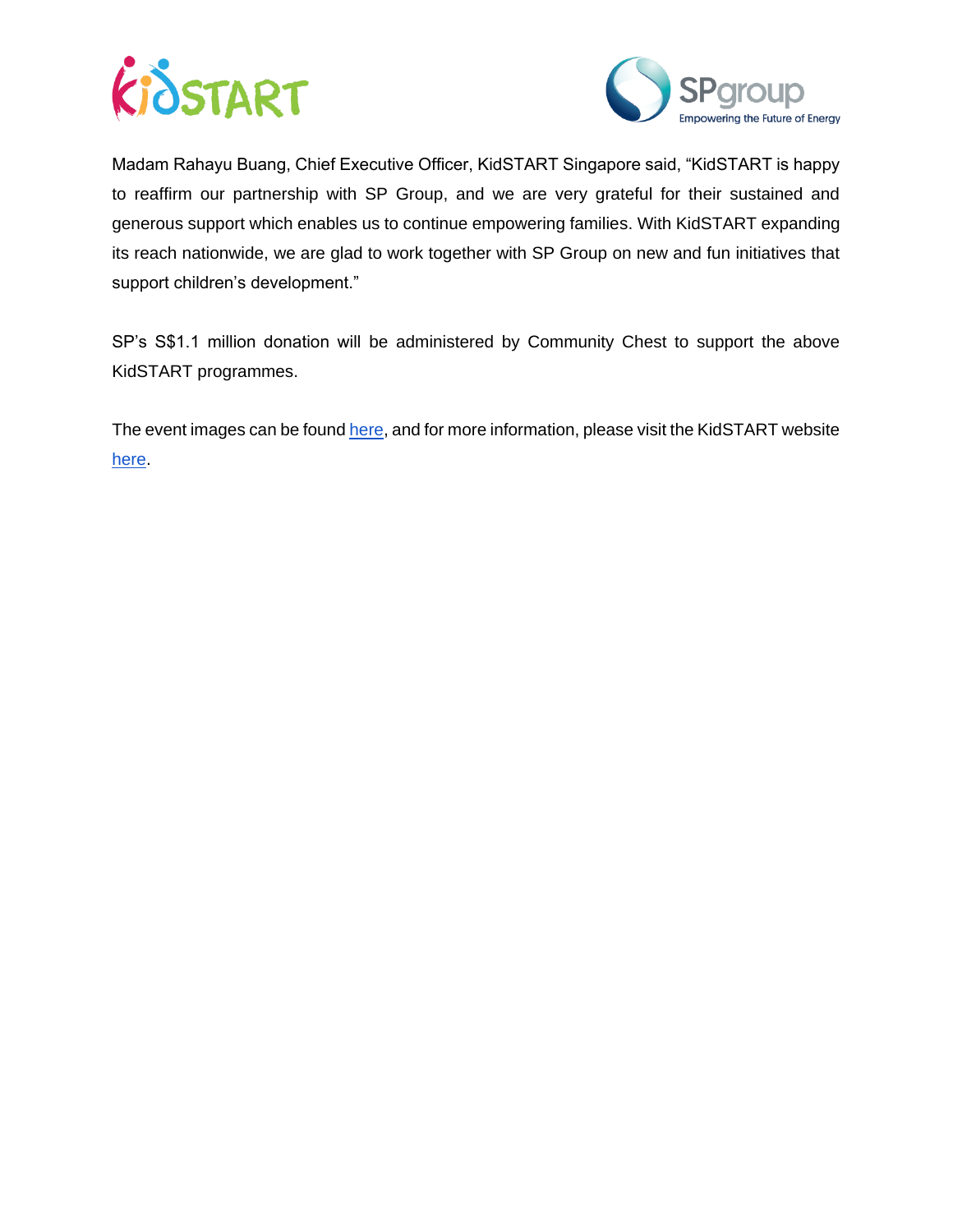Madam Rahayu Buang, Chief Executive Officer, KidSTART Singapore said, “KidSTART is happy to reaffirm our partnership with SP Group, and we are very grateful for their sustained and generous support which enables us to continue empowering families. With KidSTART expanding its reach nationwide, we are glad to work together with SP Group on new and fun initiatives that support children’s development.”

SP’s S$1.1 million donation will be administered by Community Chest to support the above KidSTART programmes.

The event images can be found here, and for more information, please visit the KidSTART website here.